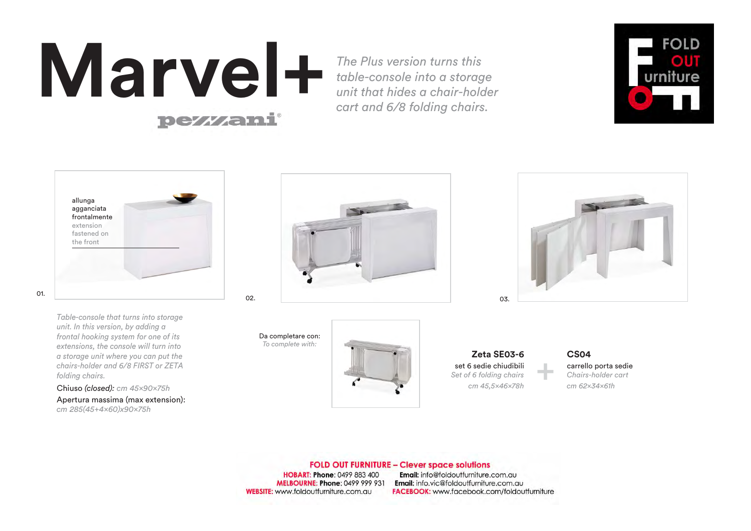# Marvel+

pezzani®

*The Plus version turns this table-console into a storage unit that hides a chair-holder cart and 6/8 folding chairs.*

FOLD OUT urniture

allunga agganciata frontalmente
extension fastened on the front

01.

02.

03.

*Table-console that turns into storage unit. In this version, by adding a frontal hooking system for one of its extensions, the console will turn into a storage unit where you can put the chairs-holder and 6/8 FIRST or ZETA folding chairs.*

Chiuso *(closed): cm 45×90×75h*

Apertura massima (max extension): *cm 285(45+4×60)x90×75h*

Da completare con:
*To complete with:*

**Zeta SE03-6**
set 6 sedie chiudibili
*Set of 6 folding chairs*
*cm 45,5×46×78h*

+

**CS04**
carrello porta sedie
*Chairs-holder cart*
*cm 62×34×61h*

**FOLD OUT FURNITURE – Clever space solutions**

**HOBART: Phone**: 0499 883 400 **Email:** info@foldoutfurniture.com.au
**MELBOURNE: Phone**: 0499 999 931 **Email:** info.vic@foldoutfurniture.com.au
**WEBSITE:** www.foldoutfurniture.com.au **FACEBOOK:** www.facebook.com/foldoutfurniture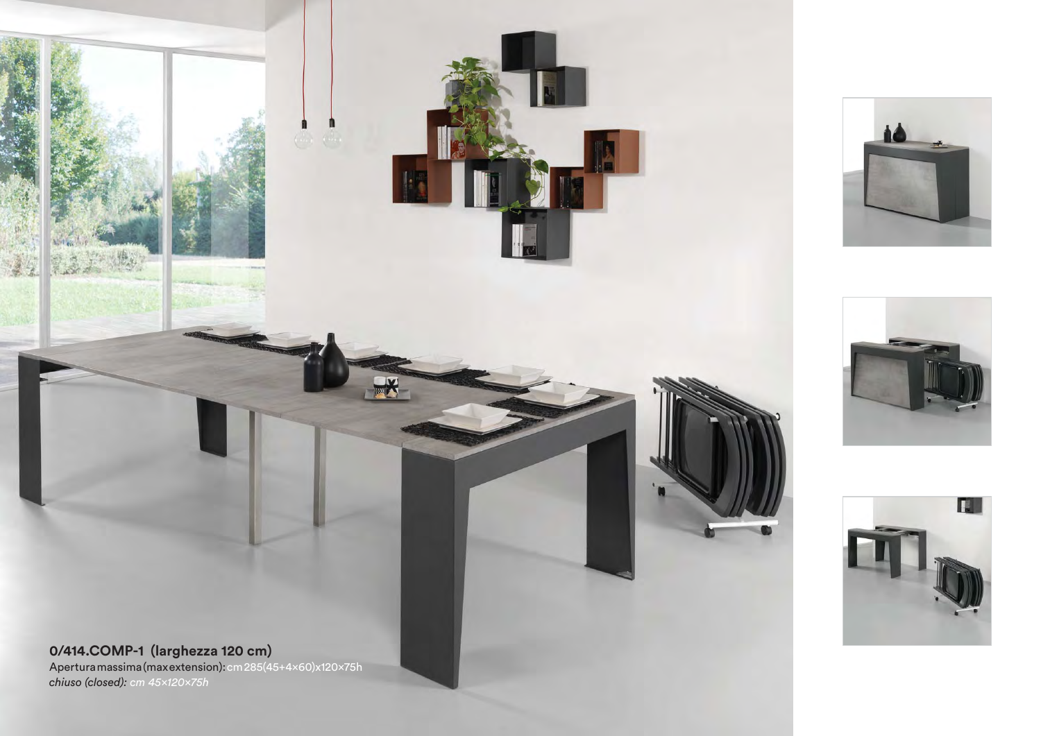**0/414.COMP-1 (larghezza 120 cm)**
Apertura massima (max extension): cm 285(45+4×60)x120×75h
*chiuso (closed): cm 45×120×75h*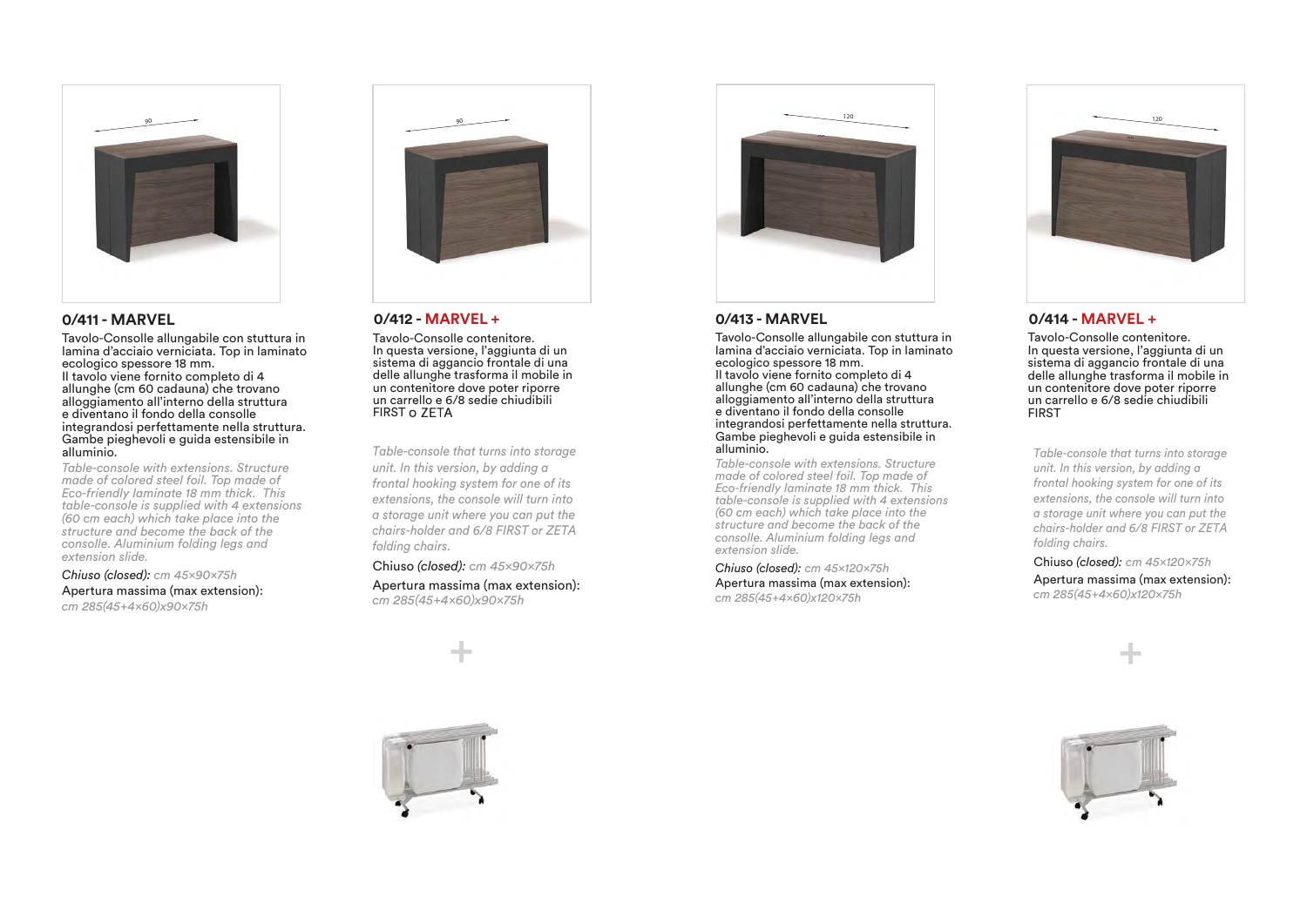90

## 0/411 - MARVEL

Tavolo-Consolle allungabile con stuttura in lamina d'acciaio verniciata. Top in laminato ecologico spessore 18 mm.
Il tavolo viene fornito completo di 4 allunghe (cm 60 cadauna) che trovano alloggiamento all'interno della struttura e diventano il fondo della consolle integrandosi perfettamente nella struttura. Gambe pieghevoli e guida estensibile in alluminio.

*Table-console with extensions. Structure made of colored steel foil. Top made of Eco-friendly laminate 18 mm thick. This table-console is supplied with 4 extensions (60 cm each) which take place into the structure and become the back of the consolle. Aluminium folding legs and extension slide.*

*Chiuso (closed): cm 45×90×75h*

Apertura massima (max extension):
*cm 285(45+4×60)x90×75h*

90

## 0/412 - MARVEL +

Tavolo-Consolle contenitore.
In questa versione, l'aggiunta di un sistema di aggancio frontale di una delle allunghe trasforma il mobile in un contenitore dove poter riporre un carrello e 6/8 sedie chiudibili FIRST o ZETA

*Table-console that turns into storage unit. In this version, by adding a frontal hooking system for one of its extensions, the console will turn into a storage unit where you can put the chairs-holder and 6/8 FIRST or ZETA folding chairs.*

Chiuso *(closed): cm 45×90×75h*

Apertura massima (max extension):
*cm 285(45+4×60)x90×75h*

+

120

## 0/413 - MARVEL

Tavolo-Consolle allungabile con stuttura in lamina d'acciaio verniciata. Top in laminato ecologico spessore 18 mm.
Il tavolo viene fornito completo di 4 allunghe (cm 60 cadauna) che trovano alloggiamento all'interno della struttura e diventano il fondo della consolle integrandosi perfettamente nella struttura. Gambe pieghevoli e guida estensibile in alluminio.

*Table-console with extensions. Structure made of colored steel foil. Top made of Eco-friendly laminate 18 mm thick. This table-console is supplied with 4 extensions (60 cm each) which take place into the structure and become the back of the consolle. Aluminium folding legs and extension slide.*

*Chiuso (closed): cm 45×120×75h*

Apertura massima (max extension):
*cm 285(45+4×60)x120×75h*

120

## 0/414 - MARVEL +

Tavolo-Consolle contenitore.
In questa versione, l'aggiunta di un sistema di aggancio frontale di una delle allunghe trasforma il mobile in un contenitore dove poter riporre un carrello e 6/8 sedie chiudibili FIRST

*Table-console that turns into storage unit. In this version, by adding a frontal hooking system for one of its extensions, the console will turn into a storage unit where you can put the chairs-holder and 6/8 FIRST or ZETA folding chairs.*

Chiuso *(closed): cm 45×120×75h*

Apertura massima (max extension):
*cm 285(45+4×60)x120×75h*

+